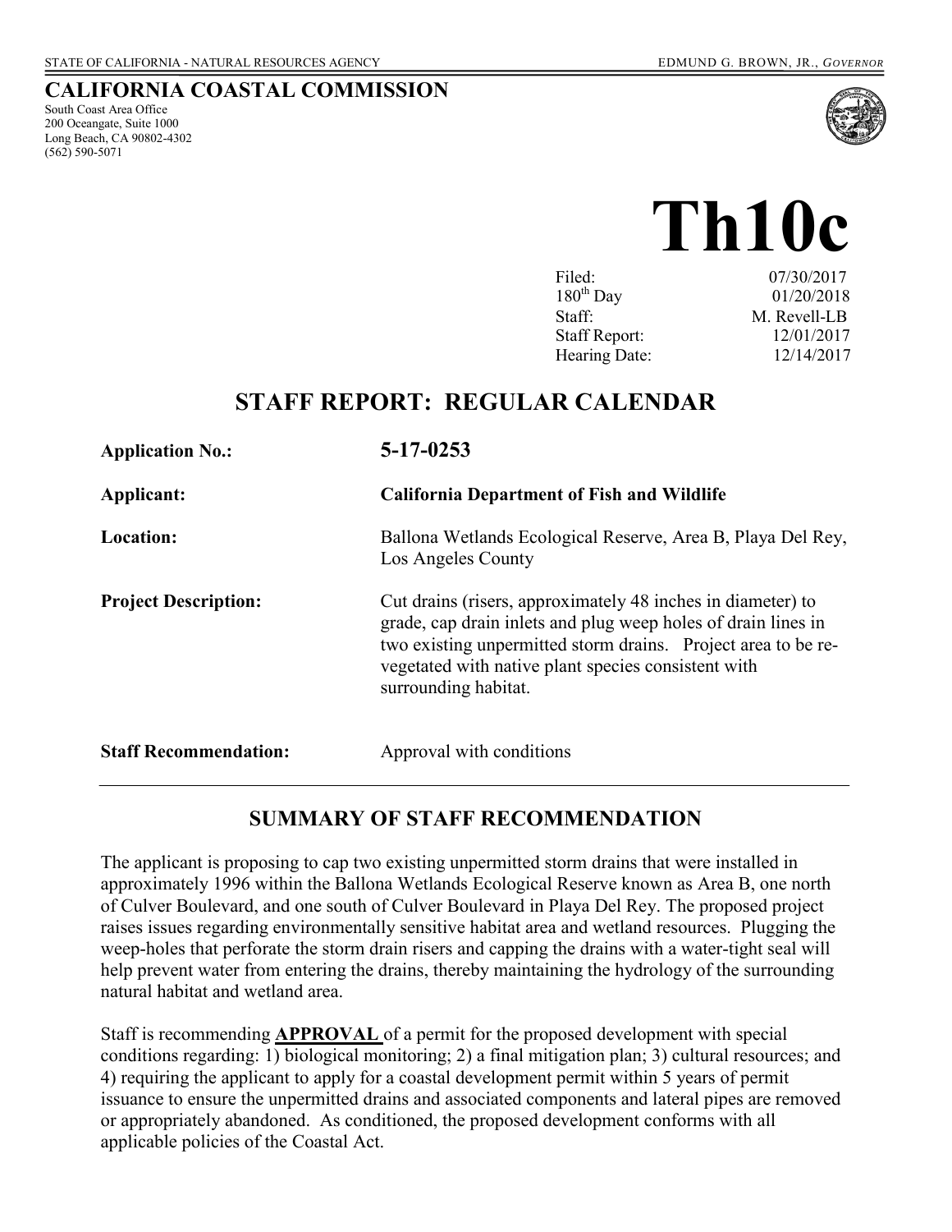STATE OF CALIFORNIA - NATURAL RESOURCES AGENCY EDMUND G. BROWN, JR., *GOVERNOR*

**CALIFORNIA COASTAL COMMISSION**
South Coast Area Office
200 Oceangate, Suite 1000
Long Beach, CA 90802-4302
(562) 590-5071

# Th10c

| | |
|---|---|
| Filed: | 07/30/2017 |
| 180th Day | 01/20/2018 |
| Staff: | M. Revell-LB |
| Staff Report: | 12/01/2017 |
| Hearing Date: | 12/14/2017 |

## STAFF REPORT: REGULAR CALENDAR

| | |
|---|---|
| **Application No.:** | **5-17-0253** |
| **Applicant:** | **California Department of Fish and Wildlife** |
| **Location:** | Ballona Wetlands Ecological Reserve, Area B, Playa Del Rey, Los Angeles County |
| **Project Description:** | Cut drains (risers, approximately 48 inches in diameter) to grade, cap drain inlets and plug weep holes of drain lines in two existing unpermitted storm drains. Project area to be re-vegetated with native plant species consistent with surrounding habitat. |
| **Staff Recommendation:** | Approval with conditions |

## SUMMARY OF STAFF RECOMMENDATION

The applicant is proposing to cap two existing unpermitted storm drains that were installed in approximately 1996 within the Ballona Wetlands Ecological Reserve known as Area B, one north of Culver Boulevard, and one south of Culver Boulevard in Playa Del Rey. The proposed project raises issues regarding environmentally sensitive habitat area and wetland resources. Plugging the weep-holes that perforate the storm drain risers and capping the drains with a water-tight seal will help prevent water from entering the drains, thereby maintaining the hydrology of the surrounding natural habitat and wetland area.

Staff is recommending **APPROVAL** of a permit for the proposed development with special conditions regarding: 1) biological monitoring; 2) a final mitigation plan; 3) cultural resources; and 4) requiring the applicant to apply for a coastal development permit within 5 years of permit issuance to ensure the unpermitted drains and associated components and lateral pipes are removed or appropriately abandoned. As conditioned, the proposed development conforms with all applicable policies of the Coastal Act.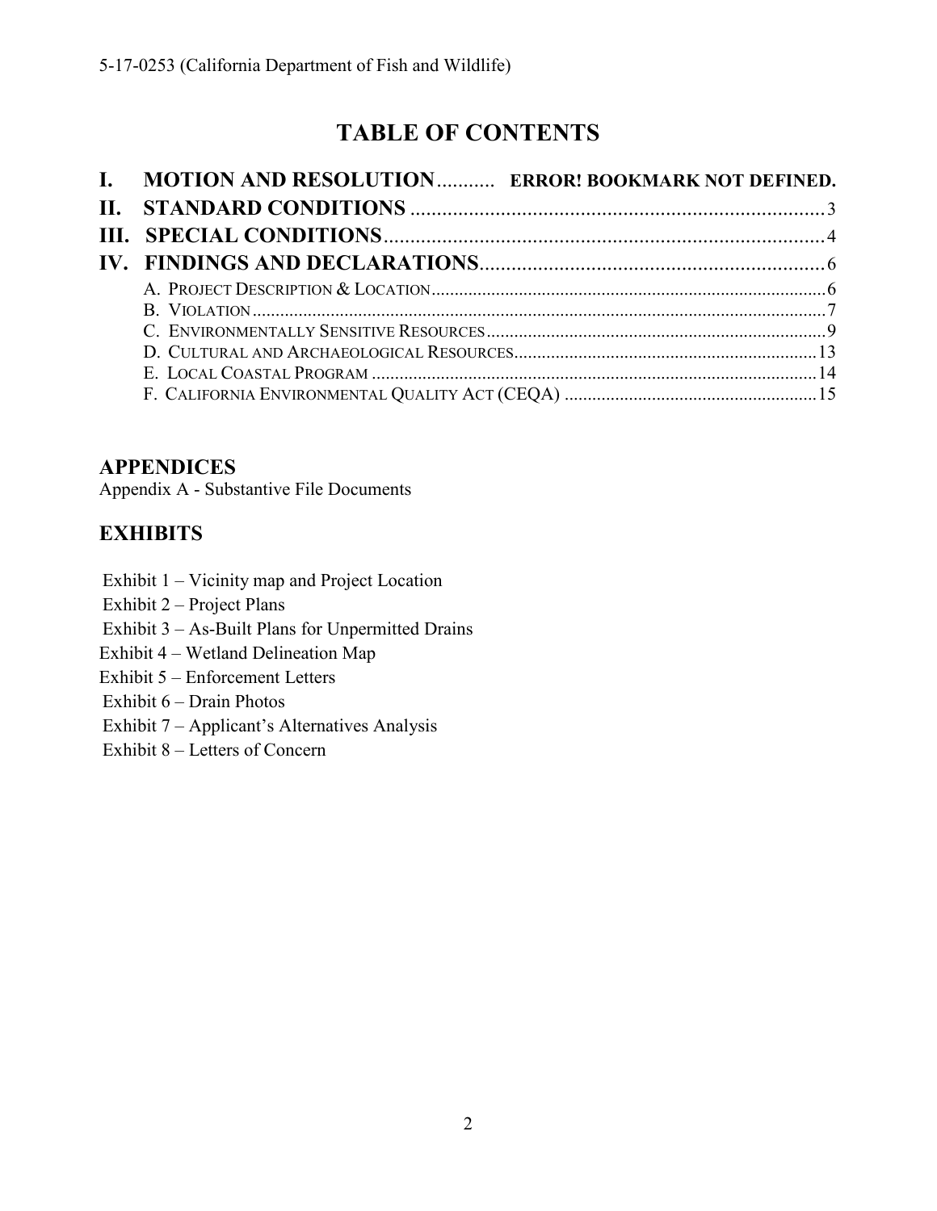# TABLE OF CONTENTS

**I. MOTION AND RESOLUTION** ........... **ERROR! BOOKMARK NOT DEFINED.**

**II. STANDARD CONDITIONS** ........ 3

**III. SPECIAL CONDITIONS** ........ 4

**IV. FINDINGS AND DECLARATIONS** ........ 6

- A. PROJECT DESCRIPTION & LOCATION ........ 6
- B. VIOLATION ........ 7
- C. ENVIRONMENTALLY SENSITIVE RESOURCES ........ 9
- D. CULTURAL AND ARCHAEOLOGICAL RESOURCES ........ 13
- E. LOCAL COASTAL PROGRAM ........ 14
- F. CALIFORNIA ENVIRONMENTAL QUALITY ACT (CEQA) ........ 15

## APPENDICES

Appendix A - Substantive File Documents

## EXHIBITS

Exhibit 1 – Vicinity map and Project Location
Exhibit 2 – Project Plans
Exhibit 3 – As-Built Plans for Unpermitted Drains
Exhibit 4 – Wetland Delineation Map
Exhibit 5 – Enforcement Letters
Exhibit 6 – Drain Photos
Exhibit 7 – Applicant's Alternatives Analysis
Exhibit 8 – Letters of Concern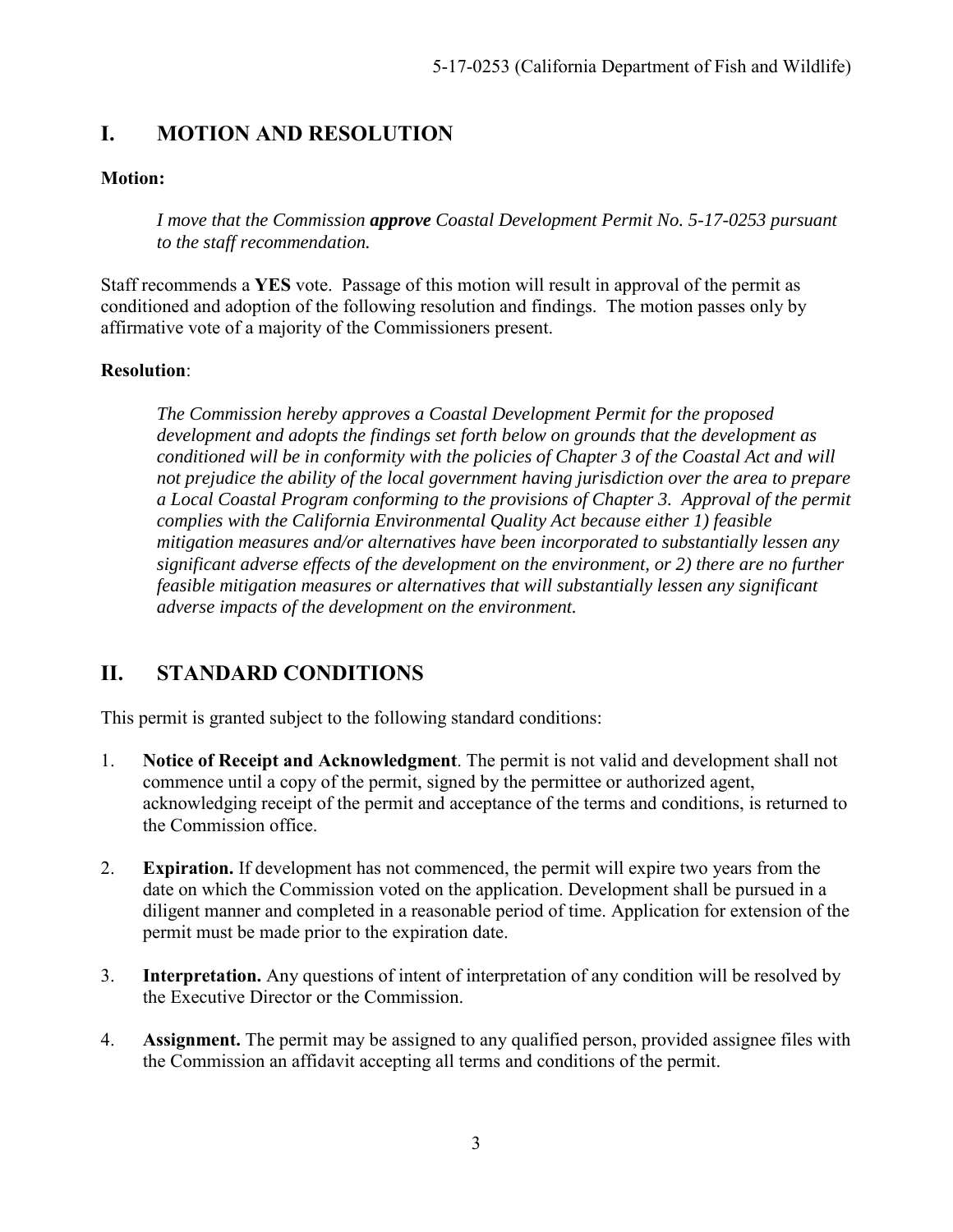## I. MOTION AND RESOLUTION

**Motion:**

> *I move that the Commission **approve** Coastal Development Permit No. 5-17-0253 pursuant to the staff recommendation.*

Staff recommends a **YES** vote. Passage of this motion will result in approval of the permit as conditioned and adoption of the following resolution and findings. The motion passes only by affirmative vote of a majority of the Commissioners present.

**Resolution**:

> *The Commission hereby approves a Coastal Development Permit for the proposed development and adopts the findings set forth below on grounds that the development as conditioned will be in conformity with the policies of Chapter 3 of the Coastal Act and will not prejudice the ability of the local government having jurisdiction over the area to prepare a Local Coastal Program conforming to the provisions of Chapter 3. Approval of the permit complies with the California Environmental Quality Act because either 1) feasible mitigation measures and/or alternatives have been incorporated to substantially lessen any significant adverse effects of the development on the environment, or 2) there are no further feasible mitigation measures or alternatives that will substantially lessen any significant adverse impacts of the development on the environment.*

## II. STANDARD CONDITIONS

This permit is granted subject to the following standard conditions:

1. **Notice of Receipt and Acknowledgment**. The permit is not valid and development shall not commence until a copy of the permit, signed by the permittee or authorized agent, acknowledging receipt of the permit and acceptance of the terms and conditions, is returned to the Commission office.

2. **Expiration.** If development has not commenced, the permit will expire two years from the date on which the Commission voted on the application. Development shall be pursued in a diligent manner and completed in a reasonable period of time. Application for extension of the permit must be made prior to the expiration date.

3. **Interpretation.** Any questions of intent of interpretation of any condition will be resolved by the Executive Director or the Commission.

4. **Assignment.** The permit may be assigned to any qualified person, provided assignee files with the Commission an affidavit accepting all terms and conditions of the permit.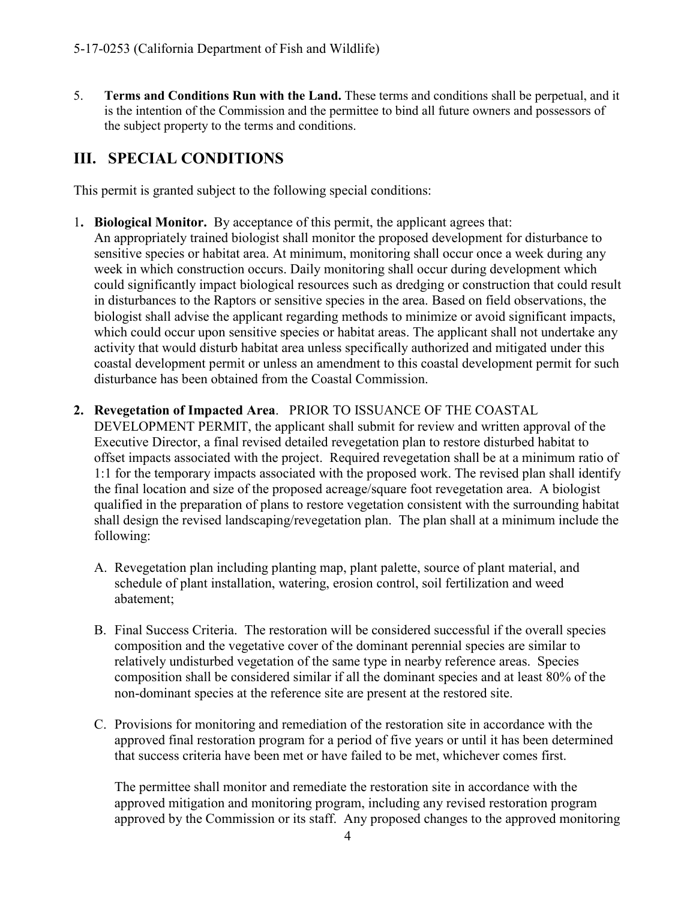5. **Terms and Conditions Run with the Land.** These terms and conditions shall be perpetual, and it is the intention of the Commission and the permittee to bind all future owners and possessors of the subject property to the terms and conditions.

## III. SPECIAL CONDITIONS

This permit is granted subject to the following special conditions:

1. **Biological Monitor.** By acceptance of this permit, the applicant agrees that: An appropriately trained biologist shall monitor the proposed development for disturbance to sensitive species or habitat area. At minimum, monitoring shall occur once a week during any week in which construction occurs. Daily monitoring shall occur during development which could significantly impact biological resources such as dredging or construction that could result in disturbances to the Raptors or sensitive species in the area. Based on field observations, the biologist shall advise the applicant regarding methods to minimize or avoid significant impacts, which could occur upon sensitive species or habitat areas. The applicant shall not undertake any activity that would disturb habitat area unless specifically authorized and mitigated under this coastal development permit or unless an amendment to this coastal development permit for such disturbance has been obtained from the Coastal Commission.

2. **Revegetation of Impacted Area**. PRIOR TO ISSUANCE OF THE COASTAL DEVELOPMENT PERMIT, the applicant shall submit for review and written approval of the Executive Director, a final revised detailed revegetation plan to restore disturbed habitat to offset impacts associated with the project. Required revegetation shall be at a minimum ratio of 1:1 for the temporary impacts associated with the proposed work. The revised plan shall identify the final location and size of the proposed acreage/square foot revegetation area. A biologist qualified in the preparation of plans to restore vegetation consistent with the surrounding habitat shall design the revised landscaping/revegetation plan. The plan shall at a minimum include the following:

   A. Revegetation plan including planting map, plant palette, source of plant material, and schedule of plant installation, watering, erosion control, soil fertilization and weed abatement;

   B. Final Success Criteria. The restoration will be considered successful if the overall species composition and the vegetative cover of the dominant perennial species are similar to relatively undisturbed vegetation of the same type in nearby reference areas. Species composition shall be considered similar if all the dominant species and at least 80% of the non-dominant species at the reference site are present at the restored site.

   C. Provisions for monitoring and remediation of the restoration site in accordance with the approved final restoration program for a period of five years or until it has been determined that success criteria have been met or have failed to be met, whichever comes first.

   The permittee shall monitor and remediate the restoration site in accordance with the approved mitigation and monitoring program, including any revised restoration program approved by the Commission or its staff. Any proposed changes to the approved monitoring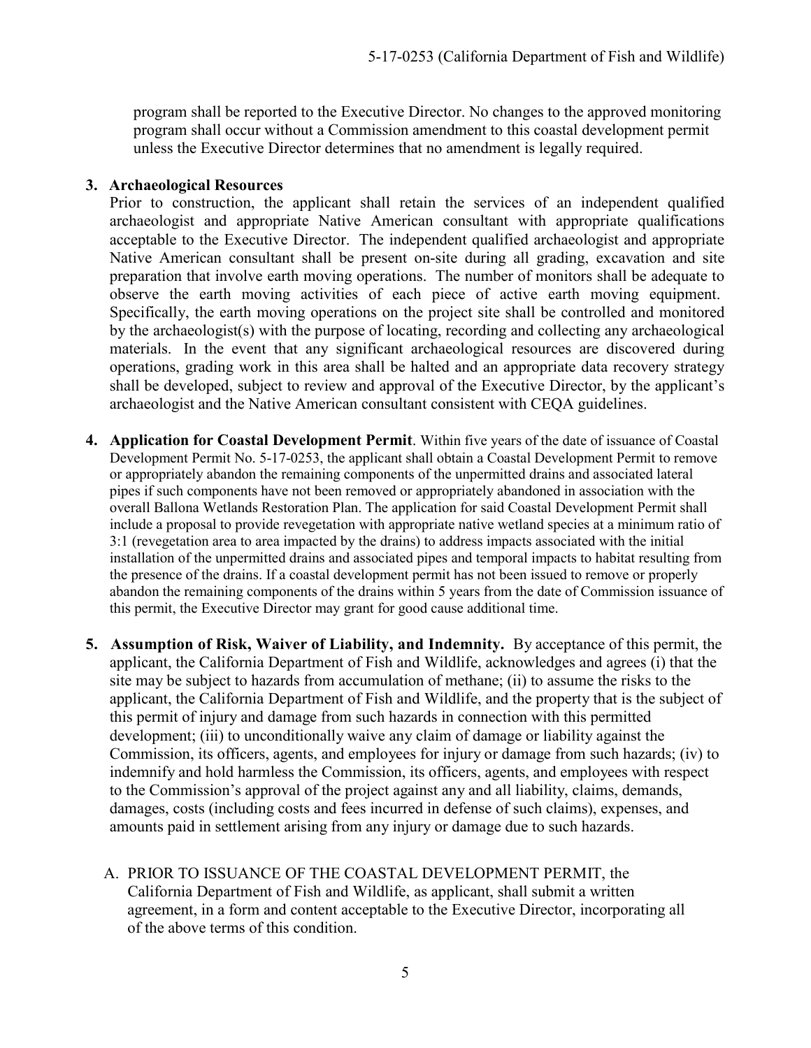program shall be reported to the Executive Director. No changes to the approved monitoring program shall occur without a Commission amendment to this coastal development permit unless the Executive Director determines that no amendment is legally required.

3. **Archaeological Resources**
   Prior to construction, the applicant shall retain the services of an independent qualified archaeologist and appropriate Native American consultant with appropriate qualifications acceptable to the Executive Director. The independent qualified archaeologist and appropriate Native American consultant shall be present on-site during all grading, excavation and site preparation that involve earth moving operations. The number of monitors shall be adequate to observe the earth moving activities of each piece of active earth moving equipment. Specifically, the earth moving operations on the project site shall be controlled and monitored by the archaeologist(s) with the purpose of locating, recording and collecting any archaeological materials. In the event that any significant archaeological resources are discovered during operations, grading work in this area shall be halted and an appropriate data recovery strategy shall be developed, subject to review and approval of the Executive Director, by the applicant's archaeologist and the Native American consultant consistent with CEQA guidelines.

4. **Application for Coastal Development Permit**. Within five years of the date of issuance of Coastal Development Permit No. 5-17-0253, the applicant shall obtain a Coastal Development Permit to remove or appropriately abandon the remaining components of the unpermitted drains and associated lateral pipes if such components have not been removed or appropriately abandoned in association with the overall Ballona Wetlands Restoration Plan. The application for said Coastal Development Permit shall include a proposal to provide revegetation with appropriate native wetland species at a minimum ratio of 3:1 (revegetation area to area impacted by the drains) to address impacts associated with the initial installation of the unpermitted drains and associated pipes and temporal impacts to habitat resulting from the presence of the drains. If a coastal development permit has not been issued to remove or properly abandon the remaining components of the drains within 5 years from the date of Commission issuance of this permit, the Executive Director may grant for good cause additional time.

5. **Assumption of Risk, Waiver of Liability, and Indemnity.** By acceptance of this permit, the applicant, the California Department of Fish and Wildlife, acknowledges and agrees (i) that the site may be subject to hazards from accumulation of methane; (ii) to assume the risks to the applicant, the California Department of Fish and Wildlife, and the property that is the subject of this permit of injury and damage from such hazards in connection with this permitted development; (iii) to unconditionally waive any claim of damage or liability against the Commission, its officers, agents, and employees for injury or damage from such hazards; (iv) to indemnify and hold harmless the Commission, its officers, agents, and employees with respect to the Commission's approval of the project against any and all liability, claims, demands, damages, costs (including costs and fees incurred in defense of such claims), expenses, and amounts paid in settlement arising from any injury or damage due to such hazards.

   A. PRIOR TO ISSUANCE OF THE COASTAL DEVELOPMENT PERMIT, the California Department of Fish and Wildlife, as applicant, shall submit a written agreement, in a form and content acceptable to the Executive Director, incorporating all of the above terms of this condition.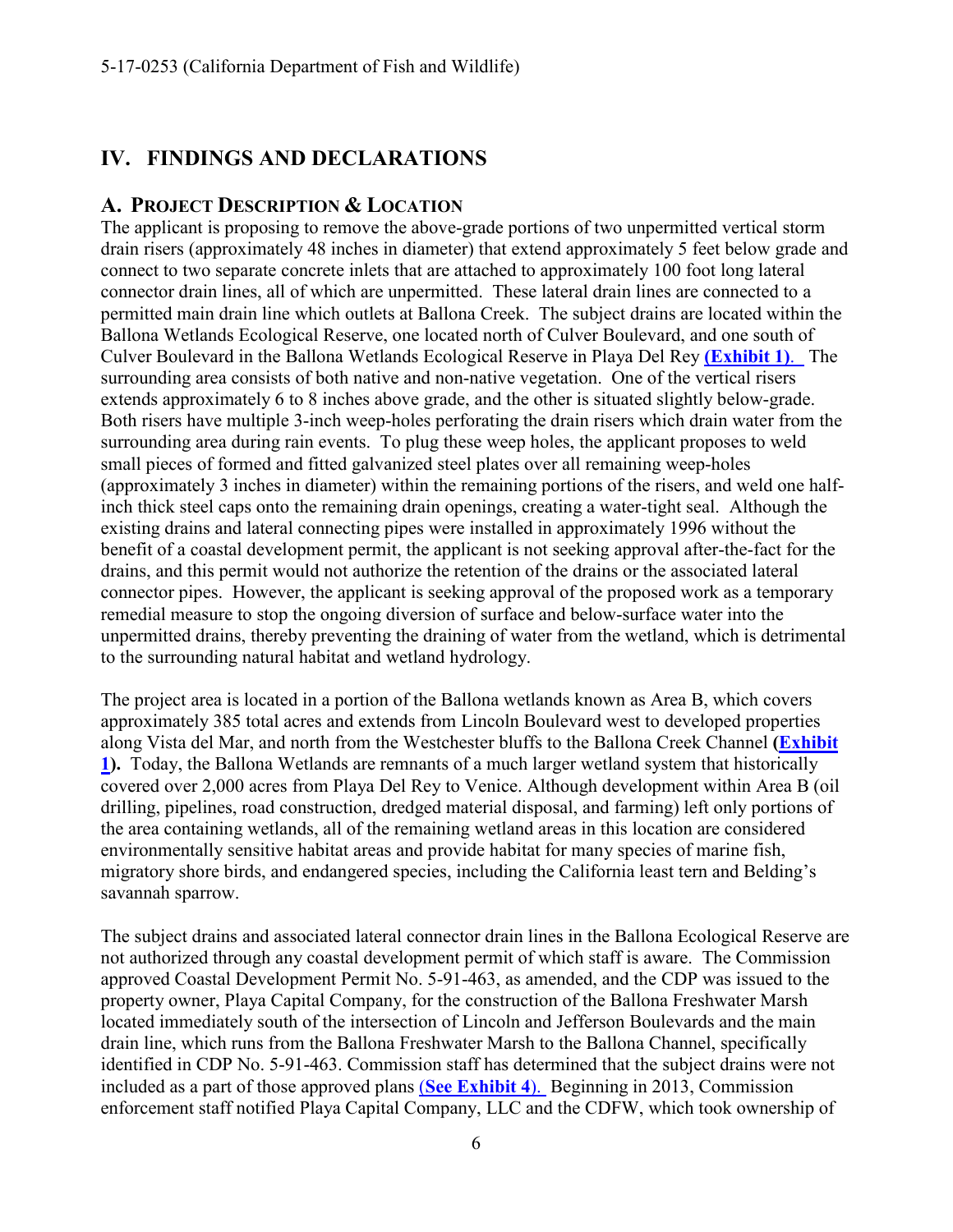## IV. FINDINGS AND DECLARATIONS

### A. PROJECT DESCRIPTION & LOCATION

The applicant is proposing to remove the above-grade portions of two unpermitted vertical storm drain risers (approximately 48 inches in diameter) that extend approximately 5 feet below grade and connect to two separate concrete inlets that are attached to approximately 100 foot long lateral connector drain lines, all of which are unpermitted. These lateral drain lines are connected to a permitted main drain line which outlets at Ballona Creek. The subject drains are located within the Ballona Wetlands Ecological Reserve, one located north of Culver Boulevard, and one south of Culver Boulevard in the Ballona Wetlands Ecological Reserve in Playa Del Rey **(Exhibit 1)**. The surrounding area consists of both native and non-native vegetation. One of the vertical risers extends approximately 6 to 8 inches above grade, and the other is situated slightly below-grade. Both risers have multiple 3-inch weep-holes perforating the drain risers which drain water from the surrounding area during rain events. To plug these weep holes, the applicant proposes to weld small pieces of formed and fitted galvanized steel plates over all remaining weep-holes (approximately 3 inches in diameter) within the remaining portions of the risers, and weld one half-inch thick steel caps onto the remaining drain openings, creating a water-tight seal. Although the existing drains and lateral connecting pipes were installed in approximately 1996 without the benefit of a coastal development permit, the applicant is not seeking approval after-the-fact for the drains, and this permit would not authorize the retention of the drains or the associated lateral connector pipes. However, the applicant is seeking approval of the proposed work as a temporary remedial measure to stop the ongoing diversion of surface and below-surface water into the unpermitted drains, thereby preventing the draining of water from the wetland, which is detrimental to the surrounding natural habitat and wetland hydrology.

The project area is located in a portion of the Ballona wetlands known as Area B, which covers approximately 385 total acres and extends from Lincoln Boulevard west to developed properties along Vista del Mar, and north from the Westchester bluffs to the Ballona Creek Channel **(Exhibit 1).** Today, the Ballona Wetlands are remnants of a much larger wetland system that historically covered over 2,000 acres from Playa Del Rey to Venice. Although development within Area B (oil drilling, pipelines, road construction, dredged material disposal, and farming) left only portions of the area containing wetlands, all of the remaining wetland areas in this location are considered environmentally sensitive habitat areas and provide habitat for many species of marine fish, migratory shore birds, and endangered species, including the California least tern and Belding's savannah sparrow.

The subject drains and associated lateral connector drain lines in the Ballona Ecological Reserve are not authorized through any coastal development permit of which staff is aware. The Commission approved Coastal Development Permit No. 5-91-463, as amended, and the CDP was issued to the property owner, Playa Capital Company, for the construction of the Ballona Freshwater Marsh located immediately south of the intersection of Lincoln and Jefferson Boulevards and the main drain line, which runs from the Ballona Freshwater Marsh to the Ballona Channel, specifically identified in CDP No. 5-91-463. Commission staff has determined that the subject drains were not included as a part of those approved plans (**See Exhibit 4**). Beginning in 2013, Commission enforcement staff notified Playa Capital Company, LLC and the CDFW, which took ownership of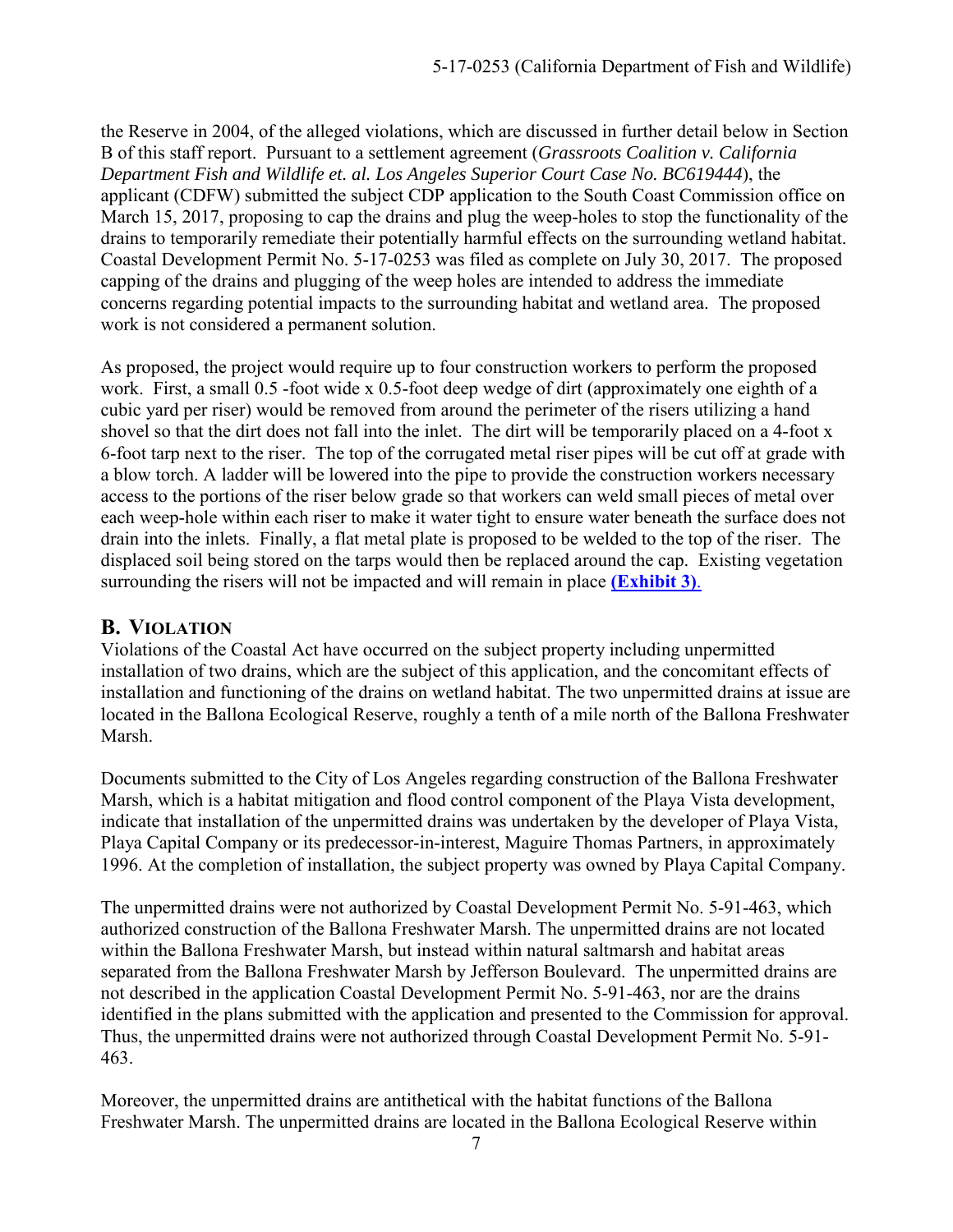the Reserve in 2004, of the alleged violations, which are discussed in further detail below in Section B of this staff report. Pursuant to a settlement agreement (*Grassroots Coalition v. California Department Fish and Wildlife et. al. Los Angeles Superior Court Case No. BC619444*), the applicant (CDFW) submitted the subject CDP application to the South Coast Commission office on March 15, 2017, proposing to cap the drains and plug the weep-holes to stop the functionality of the drains to temporarily remediate their potentially harmful effects on the surrounding wetland habitat. Coastal Development Permit No. 5-17-0253 was filed as complete on July 30, 2017. The proposed capping of the drains and plugging of the weep holes are intended to address the immediate concerns regarding potential impacts to the surrounding habitat and wetland area. The proposed work is not considered a permanent solution.

As proposed, the project would require up to four construction workers to perform the proposed work. First, a small 0.5 -foot wide x 0.5-foot deep wedge of dirt (approximately one eighth of a cubic yard per riser) would be removed from around the perimeter of the risers utilizing a hand shovel so that the dirt does not fall into the inlet. The dirt will be temporarily placed on a 4-foot x 6-foot tarp next to the riser. The top of the corrugated metal riser pipes will be cut off at grade with a blow torch. A ladder will be lowered into the pipe to provide the construction workers necessary access to the portions of the riser below grade so that workers can weld small pieces of metal over each weep-hole within each riser to make it water tight to ensure water beneath the surface does not drain into the inlets. Finally, a flat metal plate is proposed to be welded to the top of the riser. The displaced soil being stored on the tarps would then be replaced around the cap. Existing vegetation surrounding the risers will not be impacted and will remain in place **(Exhibit 3)**.

## B. Violation

Violations of the Coastal Act have occurred on the subject property including unpermitted installation of two drains, which are the subject of this application, and the concomitant effects of installation and functioning of the drains on wetland habitat. The two unpermitted drains at issue are located in the Ballona Ecological Reserve, roughly a tenth of a mile north of the Ballona Freshwater Marsh.

Documents submitted to the City of Los Angeles regarding construction of the Ballona Freshwater Marsh, which is a habitat mitigation and flood control component of the Playa Vista development, indicate that installation of the unpermitted drains was undertaken by the developer of Playa Vista, Playa Capital Company or its predecessor-in-interest, Maguire Thomas Partners, in approximately 1996. At the completion of installation, the subject property was owned by Playa Capital Company.

The unpermitted drains were not authorized by Coastal Development Permit No. 5-91-463, which authorized construction of the Ballona Freshwater Marsh. The unpermitted drains are not located within the Ballona Freshwater Marsh, but instead within natural saltmarsh and habitat areas separated from the Ballona Freshwater Marsh by Jefferson Boulevard. The unpermitted drains are not described in the application Coastal Development Permit No. 5-91-463, nor are the drains identified in the plans submitted with the application and presented to the Commission for approval. Thus, the unpermitted drains were not authorized through Coastal Development Permit No. 5-91-463.

Moreover, the unpermitted drains are antithetical with the habitat functions of the Ballona Freshwater Marsh. The unpermitted drains are located in the Ballona Ecological Reserve within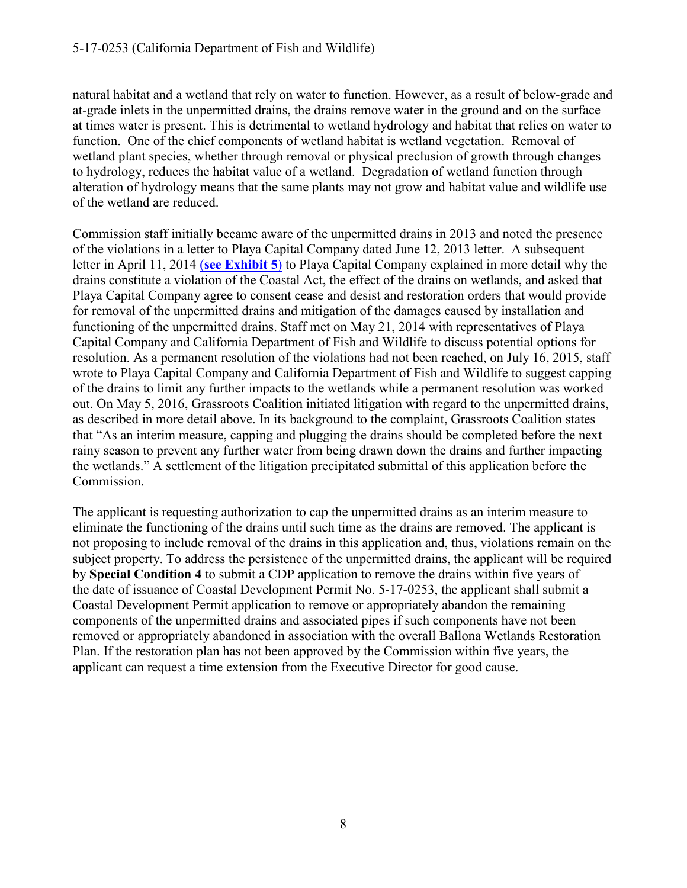natural habitat and a wetland that rely on water to function. However, as a result of below-grade and at-grade inlets in the unpermitted drains, the drains remove water in the ground and on the surface at times water is present. This is detrimental to wetland hydrology and habitat that relies on water to function. One of the chief components of wetland habitat is wetland vegetation. Removal of wetland plant species, whether through removal or physical preclusion of growth through changes to hydrology, reduces the habitat value of a wetland. Degradation of wetland function through alteration of hydrology means that the same plants may not grow and habitat value and wildlife use of the wetland are reduced.

Commission staff initially became aware of the unpermitted drains in 2013 and noted the presence of the violations in a letter to Playa Capital Company dated June 12, 2013 letter. A subsequent letter in April 11, 2014 **(see Exhibit 5)** to Playa Capital Company explained in more detail why the drains constitute a violation of the Coastal Act, the effect of the drains on wetlands, and asked that Playa Capital Company agree to consent cease and desist and restoration orders that would provide for removal of the unpermitted drains and mitigation of the damages caused by installation and functioning of the unpermitted drains. Staff met on May 21, 2014 with representatives of Playa Capital Company and California Department of Fish and Wildlife to discuss potential options for resolution. As a permanent resolution of the violations had not been reached, on July 16, 2015, staff wrote to Playa Capital Company and California Department of Fish and Wildlife to suggest capping of the drains to limit any further impacts to the wetlands while a permanent resolution was worked out. On May 5, 2016, Grassroots Coalition initiated litigation with regard to the unpermitted drains, as described in more detail above. In its background to the complaint, Grassroots Coalition states that "As an interim measure, capping and plugging the drains should be completed before the next rainy season to prevent any further water from being drawn down the drains and further impacting the wetlands." A settlement of the litigation precipitated submittal of this application before the Commission.

The applicant is requesting authorization to cap the unpermitted drains as an interim measure to eliminate the functioning of the drains until such time as the drains are removed. The applicant is not proposing to include removal of the drains in this application and, thus, violations remain on the subject property. To address the persistence of the unpermitted drains, the applicant will be required by **Special Condition 4** to submit a CDP application to remove the drains within five years of the date of issuance of Coastal Development Permit No. 5-17-0253, the applicant shall submit a Coastal Development Permit application to remove or appropriately abandon the remaining components of the unpermitted drains and associated pipes if such components have not been removed or appropriately abandoned in association with the overall Ballona Wetlands Restoration Plan. If the restoration plan has not been approved by the Commission within five years, the applicant can request a time extension from the Executive Director for good cause.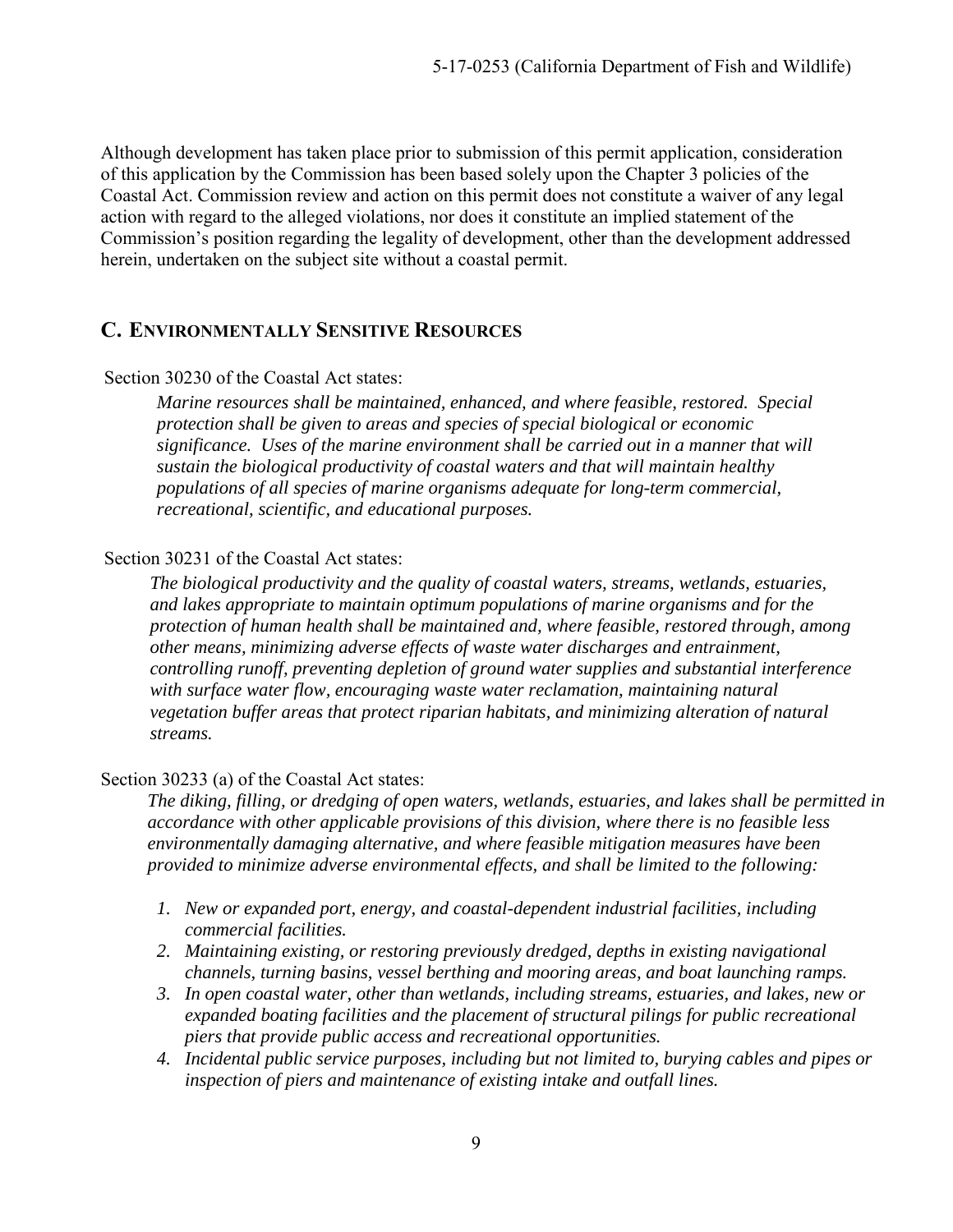Although development has taken place prior to submission of this permit application, consideration of this application by the Commission has been based solely upon the Chapter 3 policies of the Coastal Act. Commission review and action on this permit does not constitute a waiver of any legal action with regard to the alleged violations, nor does it constitute an implied statement of the Commission's position regarding the legality of development, other than the development addressed herein, undertaken on the subject site without a coastal permit.

## C. ENVIRONMENTALLY SENSITIVE RESOURCES

Section 30230 of the Coastal Act states:

> *Marine resources shall be maintained, enhanced, and where feasible, restored. Special protection shall be given to areas and species of special biological or economic significance. Uses of the marine environment shall be carried out in a manner that will sustain the biological productivity of coastal waters and that will maintain healthy populations of all species of marine organisms adequate for long-term commercial, recreational, scientific, and educational purposes.*

Section 30231 of the Coastal Act states:

> *The biological productivity and the quality of coastal waters, streams, wetlands, estuaries, and lakes appropriate to maintain optimum populations of marine organisms and for the protection of human health shall be maintained and, where feasible, restored through, among other means, minimizing adverse effects of waste water discharges and entrainment, controlling runoff, preventing depletion of ground water supplies and substantial interference with surface water flow, encouraging waste water reclamation, maintaining natural vegetation buffer areas that protect riparian habitats, and minimizing alteration of natural streams.*

Section 30233 (a) of the Coastal Act states:

> *The diking, filling, or dredging of open waters, wetlands, estuaries, and lakes shall be permitted in accordance with other applicable provisions of this division, where there is no feasible less environmentally damaging alternative, and where feasible mitigation measures have been provided to minimize adverse environmental effects, and shall be limited to the following:*
>
> 1. *New or expanded port, energy, and coastal-dependent industrial facilities, including commercial facilities.*
> 2. *Maintaining existing, or restoring previously dredged, depths in existing navigational channels, turning basins, vessel berthing and mooring areas, and boat launching ramps.*
> 3. *In open coastal water, other than wetlands, including streams, estuaries, and lakes, new or expanded boating facilities and the placement of structural pilings for public recreational piers that provide public access and recreational opportunities.*
> 4. *Incidental public service purposes, including but not limited to, burying cables and pipes or inspection of piers and maintenance of existing intake and outfall lines.*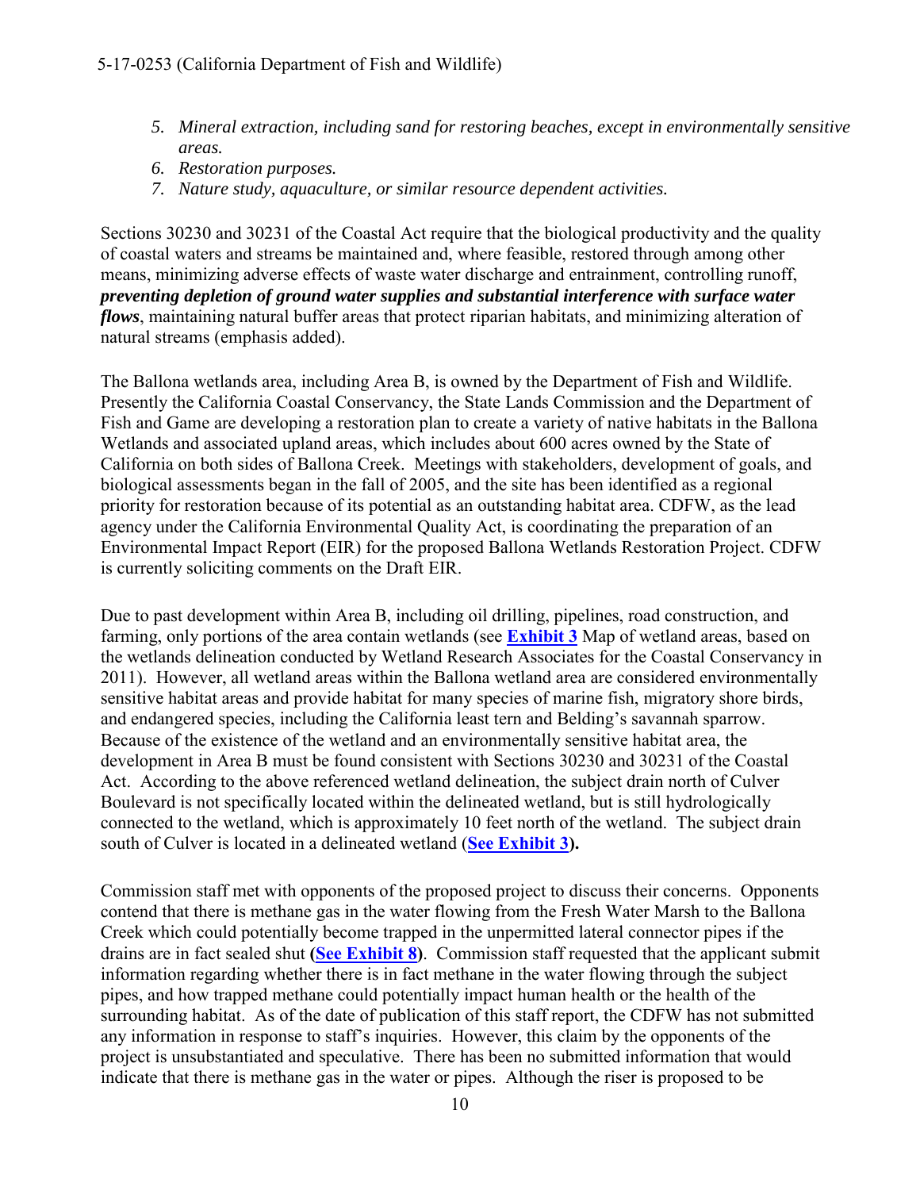5. *Mineral extraction, including sand for restoring beaches, except in environmentally sensitive areas.*
6. *Restoration purposes.*
7. *Nature study, aquaculture, or similar resource dependent activities.*

Sections 30230 and 30231 of the Coastal Act require that the biological productivity and the quality of coastal waters and streams be maintained and, where feasible, restored through among other means, minimizing adverse effects of waste water discharge and entrainment, controlling runoff, ***preventing depletion of ground water supplies and substantial interference with surface water flows***, maintaining natural buffer areas that protect riparian habitats, and minimizing alteration of natural streams (emphasis added).

The Ballona wetlands area, including Area B, is owned by the Department of Fish and Wildlife. Presently the California Coastal Conservancy, the State Lands Commission and the Department of Fish and Game are developing a restoration plan to create a variety of native habitats in the Ballona Wetlands and associated upland areas, which includes about 600 acres owned by the State of California on both sides of Ballona Creek. Meetings with stakeholders, development of goals, and biological assessments began in the fall of 2005, and the site has been identified as a regional priority for restoration because of its potential as an outstanding habitat area. CDFW, as the lead agency under the California Environmental Quality Act, is coordinating the preparation of an Environmental Impact Report (EIR) for the proposed Ballona Wetlands Restoration Project. CDFW is currently soliciting comments on the Draft EIR.

Due to past development within Area B, including oil drilling, pipelines, road construction, and farming, only portions of the area contain wetlands (see **Exhibit 3** Map of wetland areas, based on the wetlands delineation conducted by Wetland Research Associates for the Coastal Conservancy in 2011). However, all wetland areas within the Ballona wetland area are considered environmentally sensitive habitat areas and provide habitat for many species of marine fish, migratory shore birds, and endangered species, including the California least tern and Belding's savannah sparrow. Because of the existence of the wetland and an environmentally sensitive habitat area, the development in Area B must be found consistent with Sections 30230 and 30231 of the Coastal Act. According to the above referenced wetland delineation, the subject drain north of Culver Boulevard is not specifically located within the delineated wetland, but is still hydrologically connected to the wetland, which is approximately 10 feet north of the wetland. The subject drain south of Culver is located in a delineated wetland (**See Exhibit 3**).

Commission staff met with opponents of the proposed project to discuss their concerns. Opponents contend that there is methane gas in the water flowing from the Fresh Water Marsh to the Ballona Creek which could potentially become trapped in the unpermitted lateral connector pipes if the drains are in fact sealed shut (**See Exhibit 8**). Commission staff requested that the applicant submit information regarding whether there is in fact methane in the water flowing through the subject pipes, and how trapped methane could potentially impact human health or the health of the surrounding habitat. As of the date of publication of this staff report, the CDFW has not submitted any information in response to staff's inquiries. However, this claim by the opponents of the project is unsubstantiated and speculative. There has been no submitted information that would indicate that there is methane gas in the water or pipes. Although the riser is proposed to be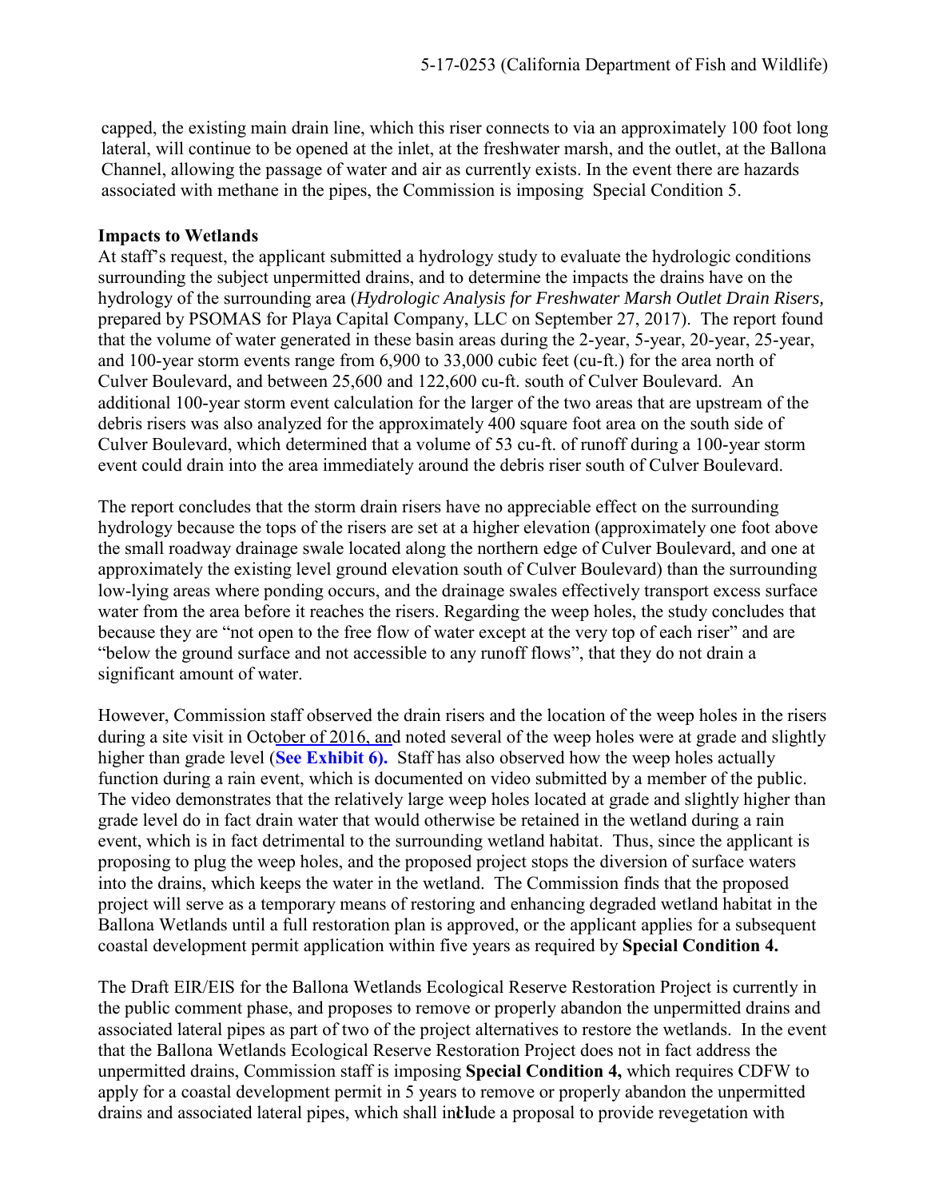capped, the existing main drain line, which this riser connects to via an approximately 100 foot long lateral, will continue to be opened at the inlet, at the freshwater marsh, and the outlet, at the Ballona Channel, allowing the passage of water and air as currently exists. In the event there are hazards associated with methane in the pipes, the Commission is imposing Special Condition 5.

**Impacts to Wetlands**

At staff's request, the applicant submitted a hydrology study to evaluate the hydrologic conditions surrounding the subject unpermitted drains, and to determine the impacts the drains have on the hydrology of the surrounding area (*Hydrologic Analysis for Freshwater Marsh Outlet Drain Risers,* prepared by PSOMAS for Playa Capital Company, LLC on September 27, 2017). The report found that the volume of water generated in these basin areas during the 2-year, 5-year, 20-year, 25-year, and 100-year storm events range from 6,900 to 33,000 cubic feet (cu-ft.) for the area north of Culver Boulevard, and between 25,600 and 122,600 cu-ft. south of Culver Boulevard. An additional 100-year storm event calculation for the larger of the two areas that are upstream of the debris risers was also analyzed for the approximately 400 square foot area on the south side of Culver Boulevard, which determined that a volume of 53 cu-ft. of runoff during a 100-year storm event could drain into the area immediately around the debris riser south of Culver Boulevard.

The report concludes that the storm drain risers have no appreciable effect on the surrounding hydrology because the tops of the risers are set at a higher elevation (approximately one foot above the small roadway drainage swale located along the northern edge of Culver Boulevard, and one at approximately the existing level ground elevation south of Culver Boulevard) than the surrounding low-lying areas where ponding occurs, and the drainage swales effectively transport excess surface water from the area before it reaches the risers. Regarding the weep holes, the study concludes that because they are "not open to the free flow of water except at the very top of each riser" and are "below the ground surface and not accessible to any runoff flows", that they do not drain a significant amount of water.

However, Commission staff observed the drain risers and the location of the weep holes in the risers during a site visit in October of 2016, and noted several of the weep holes were at grade and slightly higher than grade level (**See Exhibit 6).** Staff has also observed how the weep holes actually function during a rain event, which is documented on video submitted by a member of the public. The video demonstrates that the relatively large weep holes located at grade and slightly higher than grade level do in fact drain water that would otherwise be retained in the wetland during a rain event, which is in fact detrimental to the surrounding wetland habitat. Thus, since the applicant is proposing to plug the weep holes, and the proposed project stops the diversion of surface waters into the drains, which keeps the water in the wetland. The Commission finds that the proposed project will serve as a temporary means of restoring and enhancing degraded wetland habitat in the Ballona Wetlands until a full restoration plan is approved, or the applicant applies for a subsequent coastal development permit application within five years as required by **Special Condition 4.**

The Draft EIR/EIS for the Ballona Wetlands Ecological Reserve Restoration Project is currently in the public comment phase, and proposes to remove or properly abandon the unpermitted drains and associated lateral pipes as part of two of the project alternatives to restore the wetlands. In the event that the Ballona Wetlands Ecological Reserve Restoration Project does not in fact address the unpermitted drains, Commission staff is imposing **Special Condition 4,** which requires CDFW to apply for a coastal development permit in 5 years to remove or properly abandon the unpermitted drains and associated lateral pipes, which shall include a proposal to provide revegetation with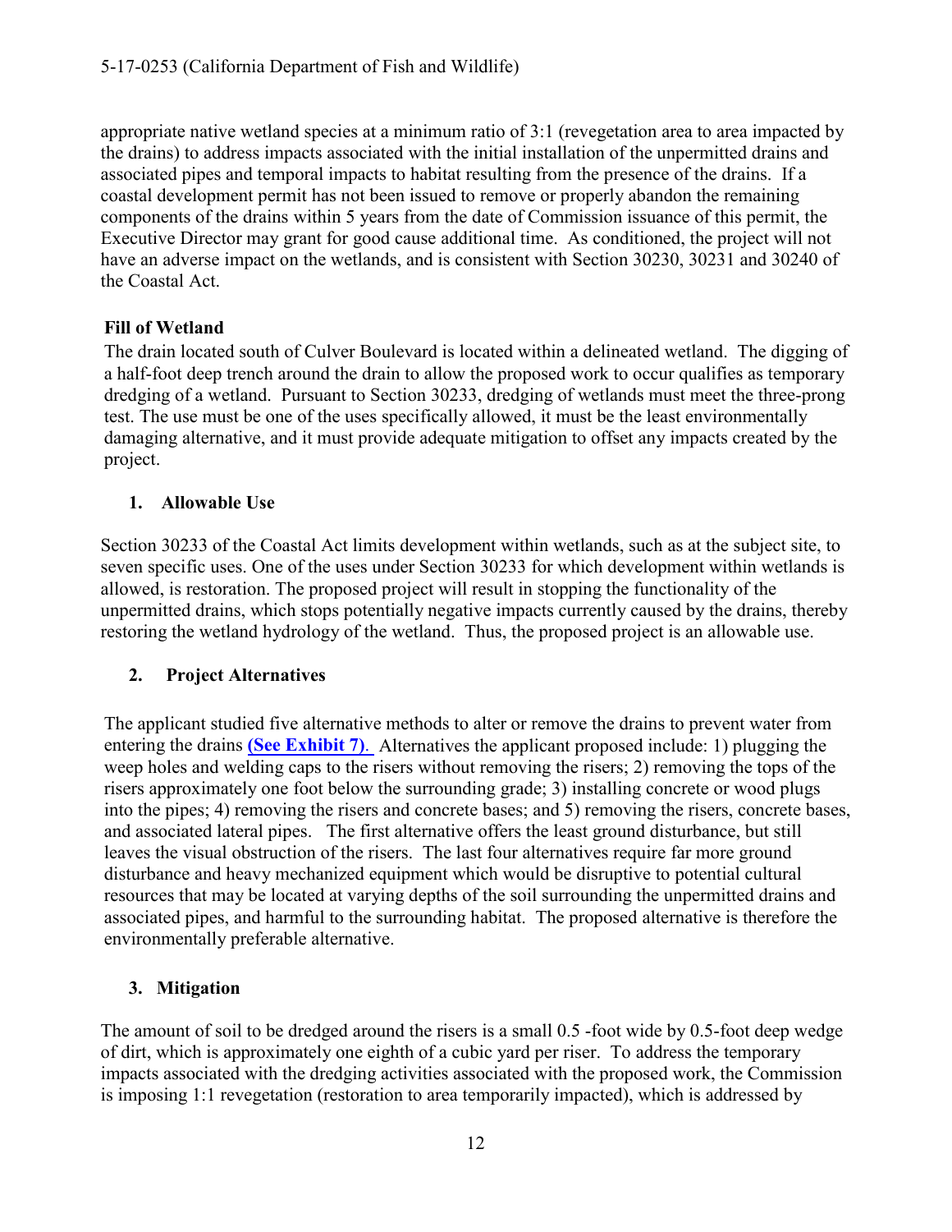appropriate native wetland species at a minimum ratio of 3:1 (revegetation area to area impacted by the drains) to address impacts associated with the initial installation of the unpermitted drains and associated pipes and temporal impacts to habitat resulting from the presence of the drains. If a coastal development permit has not been issued to remove or properly abandon the remaining components of the drains within 5 years from the date of Commission issuance of this permit, the Executive Director may grant for good cause additional time. As conditioned, the project will not have an adverse impact on the wetlands, and is consistent with Section 30230, 30231 and 30240 of the Coastal Act.

**Fill of Wetland**

The drain located south of Culver Boulevard is located within a delineated wetland. The digging of a half-foot deep trench around the drain to allow the proposed work to occur qualifies as temporary dredging of a wetland. Pursuant to Section 30233, dredging of wetlands must meet the three-prong test. The use must be one of the uses specifically allowed, it must be the least environmentally damaging alternative, and it must provide adequate mitigation to offset any impacts created by the project.

**1. Allowable Use**

Section 30233 of the Coastal Act limits development within wetlands, such as at the subject site, to seven specific uses. One of the uses under Section 30233 for which development within wetlands is allowed, is restoration. The proposed project will result in stopping the functionality of the unpermitted drains, which stops potentially negative impacts currently caused by the drains, thereby restoring the wetland hydrology of the wetland. Thus, the proposed project is an allowable use.

**2. Project Alternatives**

The applicant studied five alternative methods to alter or remove the drains to prevent water from entering the drains **(See Exhibit 7).** Alternatives the applicant proposed include: 1) plugging the weep holes and welding caps to the risers without removing the risers; 2) removing the tops of the risers approximately one foot below the surrounding grade; 3) installing concrete or wood plugs into the pipes; 4) removing the risers and concrete bases; and 5) removing the risers, concrete bases, and associated lateral pipes. The first alternative offers the least ground disturbance, but still leaves the visual obstruction of the risers. The last four alternatives require far more ground disturbance and heavy mechanized equipment which would be disruptive to potential cultural resources that may be located at varying depths of the soil surrounding the unpermitted drains and associated pipes, and harmful to the surrounding habitat. The proposed alternative is therefore the environmentally preferable alternative.

**3. Mitigation**

The amount of soil to be dredged around the risers is a small 0.5 -foot wide by 0.5-foot deep wedge of dirt, which is approximately one eighth of a cubic yard per riser. To address the temporary impacts associated with the dredging activities associated with the proposed work, the Commission is imposing 1:1 revegetation (restoration to area temporarily impacted), which is addressed by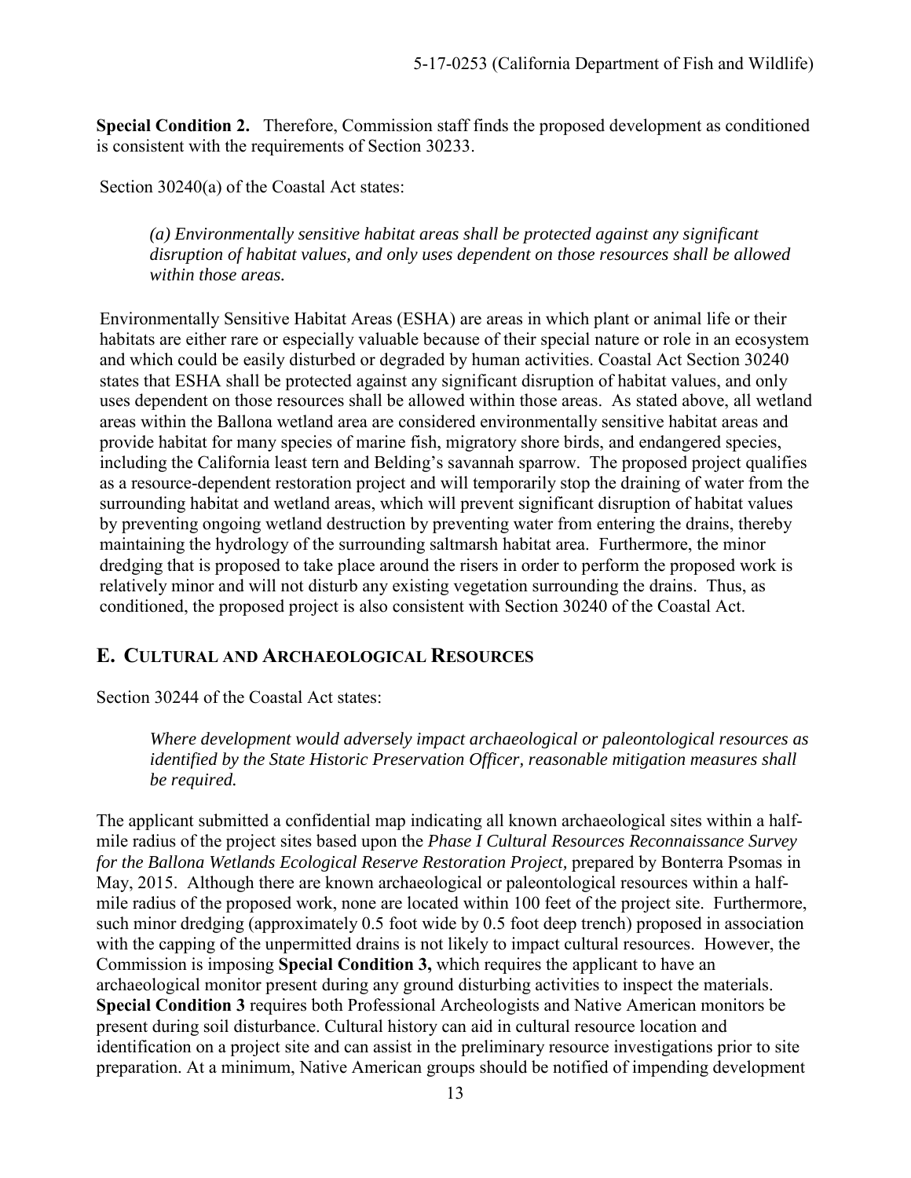**Special Condition 2.** Therefore, Commission staff finds the proposed development as conditioned is consistent with the requirements of Section 30233.

Section 30240(a) of the Coastal Act states:

> *(a) Environmentally sensitive habitat areas shall be protected against any significant disruption of habitat values, and only uses dependent on those resources shall be allowed within those areas.*

Environmentally Sensitive Habitat Areas (ESHA) are areas in which plant or animal life or their habitats are either rare or especially valuable because of their special nature or role in an ecosystem and which could be easily disturbed or degraded by human activities. Coastal Act Section 30240 states that ESHA shall be protected against any significant disruption of habitat values, and only uses dependent on those resources shall be allowed within those areas. As stated above, all wetland areas within the Ballona wetland area are considered environmentally sensitive habitat areas and provide habitat for many species of marine fish, migratory shore birds, and endangered species, including the California least tern and Belding's savannah sparrow. The proposed project qualifies as a resource-dependent restoration project and will temporarily stop the draining of water from the surrounding habitat and wetland areas, which will prevent significant disruption of habitat values by preventing ongoing wetland destruction by preventing water from entering the drains, thereby maintaining the hydrology of the surrounding saltmarsh habitat area. Furthermore, the minor dredging that is proposed to take place around the risers in order to perform the proposed work is relatively minor and will not disturb any existing vegetation surrounding the drains. Thus, as conditioned, the proposed project is also consistent with Section 30240 of the Coastal Act.

## E. CULTURAL AND ARCHAEOLOGICAL RESOURCES

Section 30244 of the Coastal Act states:

> *Where development would adversely impact archaeological or paleontological resources as identified by the State Historic Preservation Officer, reasonable mitigation measures shall be required.*

The applicant submitted a confidential map indicating all known archaeological sites within a half-mile radius of the project sites based upon the *Phase I Cultural Resources Reconnaissance Survey for the Ballona Wetlands Ecological Reserve Restoration Project,* prepared by Bonterra Psomas in May, 2015. Although there are known archaeological or paleontological resources within a half-mile radius of the proposed work, none are located within 100 feet of the project site. Furthermore, such minor dredging (approximately 0.5 foot wide by 0.5 foot deep trench) proposed in association with the capping of the unpermitted drains is not likely to impact cultural resources. However, the Commission is imposing **Special Condition 3,** which requires the applicant to have an archaeological monitor present during any ground disturbing activities to inspect the materials. **Special Condition 3** requires both Professional Archeologists and Native American monitors be present during soil disturbance. Cultural history can aid in cultural resource location and identification on a project site and can assist in the preliminary resource investigations prior to site preparation. At a minimum, Native American groups should be notified of impending development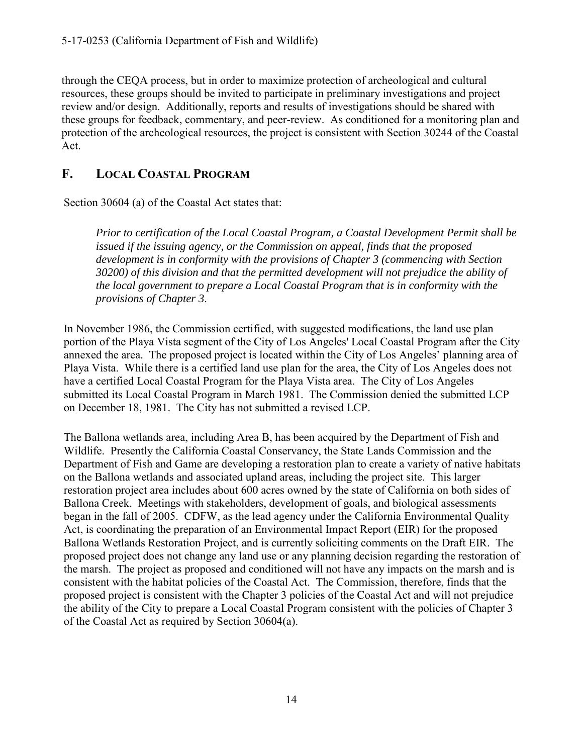through the CEQA process, but in order to maximize protection of archeological and cultural resources, these groups should be invited to participate in preliminary investigations and project review and/or design. Additionally, reports and results of investigations should be shared with these groups for feedback, commentary, and peer-review. As conditioned for a monitoring plan and protection of the archeological resources, the project is consistent with Section 30244 of the Coastal Act.

## F. LOCAL COASTAL PROGRAM

Section 30604 (a) of the Coastal Act states that:

> *Prior to certification of the Local Coastal Program, a Coastal Development Permit shall be issued if the issuing agency, or the Commission on appeal, finds that the proposed development is in conformity with the provisions of Chapter 3 (commencing with Section 30200) of this division and that the permitted development will not prejudice the ability of the local government to prepare a Local Coastal Program that is in conformity with the provisions of Chapter 3.*

In November 1986, the Commission certified, with suggested modifications, the land use plan portion of the Playa Vista segment of the City of Los Angeles' Local Coastal Program after the City annexed the area. The proposed project is located within the City of Los Angeles' planning area of Playa Vista. While there is a certified land use plan for the area, the City of Los Angeles does not have a certified Local Coastal Program for the Playa Vista area. The City of Los Angeles submitted its Local Coastal Program in March 1981. The Commission denied the submitted LCP on December 18, 1981. The City has not submitted a revised LCP.

The Ballona wetlands area, including Area B, has been acquired by the Department of Fish and Wildlife. Presently the California Coastal Conservancy, the State Lands Commission and the Department of Fish and Game are developing a restoration plan to create a variety of native habitats on the Ballona wetlands and associated upland areas, including the project site. This larger restoration project area includes about 600 acres owned by the state of California on both sides of Ballona Creek. Meetings with stakeholders, development of goals, and biological assessments began in the fall of 2005. CDFW, as the lead agency under the California Environmental Quality Act, is coordinating the preparation of an Environmental Impact Report (EIR) for the proposed Ballona Wetlands Restoration Project, and is currently soliciting comments on the Draft EIR. The proposed project does not change any land use or any planning decision regarding the restoration of the marsh. The project as proposed and conditioned will not have any impacts on the marsh and is consistent with the habitat policies of the Coastal Act. The Commission, therefore, finds that the proposed project is consistent with the Chapter 3 policies of the Coastal Act and will not prejudice the ability of the City to prepare a Local Coastal Program consistent with the policies of Chapter 3 of the Coastal Act as required by Section 30604(a).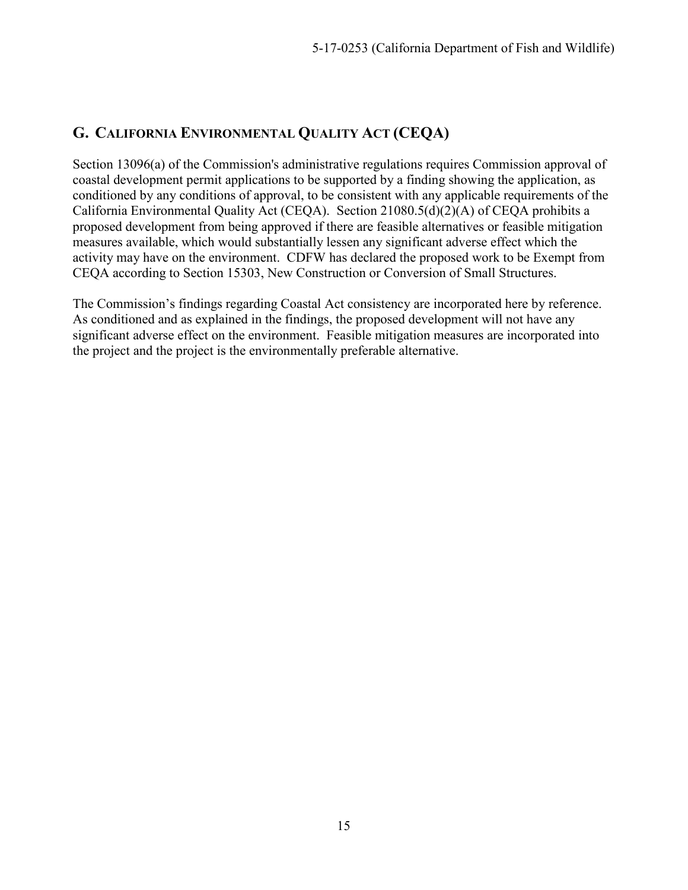## G. CALIFORNIA ENVIRONMENTAL QUALITY ACT (CEQA)

Section 13096(a) of the Commission's administrative regulations requires Commission approval of coastal development permit applications to be supported by a finding showing the application, as conditioned by any conditions of approval, to be consistent with any applicable requirements of the California Environmental Quality Act (CEQA). Section 21080.5(d)(2)(A) of CEQA prohibits a proposed development from being approved if there are feasible alternatives or feasible mitigation measures available, which would substantially lessen any significant adverse effect which the activity may have on the environment. CDFW has declared the proposed work to be Exempt from CEQA according to Section 15303, New Construction or Conversion of Small Structures.

The Commission's findings regarding Coastal Act consistency are incorporated here by reference. As conditioned and as explained in the findings, the proposed development will not have any significant adverse effect on the environment. Feasible mitigation measures are incorporated into the project and the project is the environmentally preferable alternative.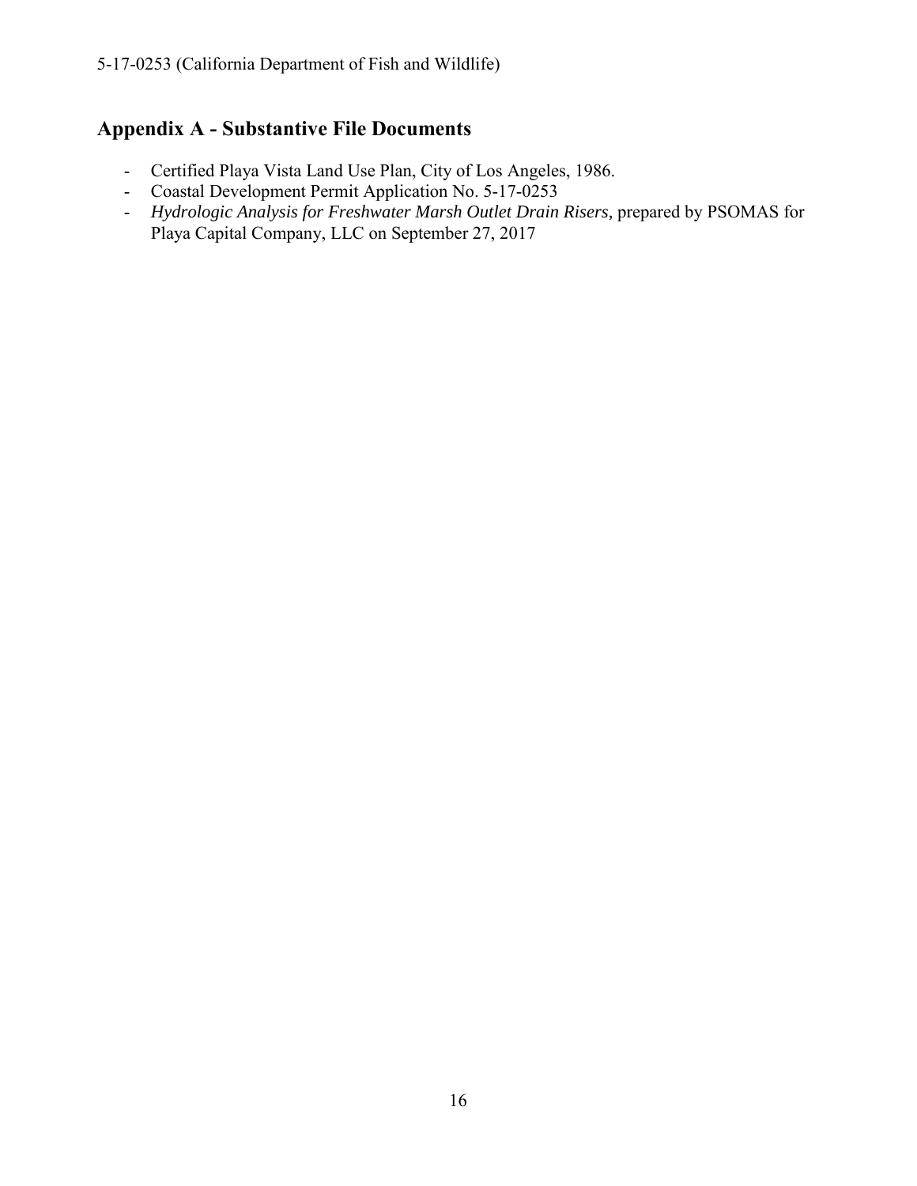## Appendix A - Substantive File Documents

- Certified Playa Vista Land Use Plan, City of Los Angeles, 1986.
- Coastal Development Permit Application No. 5-17-0253
- *Hydrologic Analysis for Freshwater Marsh Outlet Drain Risers,* prepared by PSOMAS for Playa Capital Company, LLC on September 27, 2017